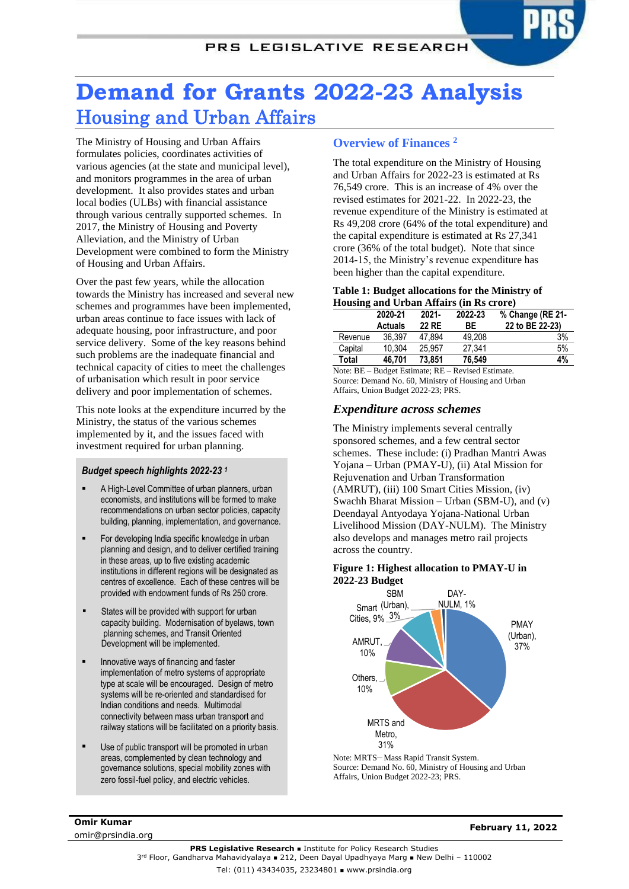# Demand for Grants 2022-23 Analysis

## Housing and Urban Affairs

The Ministry of Housing and Urban Affairs formulates policies, coordinates activities of various agencies (at the state and municipal level), and monitors programmes in the area of urban development. It also provides states and urban local bodies (ULBs) with financial assistance through various centrally supported schemes. In 2017, the Ministry of Housing and Poverty Alleviation, and the Ministry of Urban Development were combined to form the Ministry of Housing and Urban Affairs.

Over the past few years, while the allocation towards the Ministry has increased and several new schemes and programmes have been implemented, urban areas continue to face issues with lack of adequate housing, poor infrastructure, and poor service delivery. Some of the key reasons behind such problems are the inadequate financial and technical capacity of cities to meet the challenges of urbanisation which result in poor service delivery and poor implementation of schemes.

This note looks at the expenditure incurred by the Ministry, the status of the various schemes implemented by it, and the issues faced with investment required for urban planning.

### *Budget speech highlights 2022-23* [1]

- A High-Level Committee of urban planners, urban economists, and institutions will be formed to make recommendations on urban sector policies, capacity building, planning, implementation, and governance.
- For developing India specific knowledge in urban planning and design, and to deliver certified training in these areas, up to five existing academic institutions in different regions will be designated as centres of excellence. Each of these centres will be provided with endowment funds of Rs 250 crore.
- States will be provided with support for urban capacity building. Modernisation of byelaws, town planning schemes, and Transit Oriented Development will be implemented.
- Innovative ways of financing and faster implementation of metro systems of appropriate type at scale will be encouraged. Design of metro systems will be re-oriented and standardised for Indian conditions and needs. Multimodal connectivity between mass urban transport and railway stations will be facilitated on a priority basis.
- Use of public transport will be promoted in urban areas, complemented by clean technology and governance solutions, special mobility zones with zero fossil-fuel policy, and electric vehicles.

## Overview of Finances [2]

The total expenditure on the Ministry of Housing and Urban Affairs for 2022-23 is estimated at Rs 76,549 crore. This is an increase of 4% over the revised estimates for 2021-22. In 2022-23, the revenue expenditure of the Ministry is estimated at Rs 49,208 crore (64% of the total expenditure) and the capital expenditure is estimated at Rs 27,341 crore (36% of the total budget). Note that since 2014-15, the Ministry's revenue expenditure has been higher than the capital expenditure.

**Table 1: Budget allocations for the Ministry of Housing and Urban Affairs (in Rs crore)**

| | 2020-21 Actuals | 2021-22 RE | 2022-23 BE | % Change (RE 21-22 to BE 22-23) |
|---|---|---|---|---|
| Revenue | 36,397 | 47,894 | 49,208 | 3% |
| Capital | 10,304 | 25,957 | 27,341 | 5% |
| **Total** | **46,701** | **73,851** | **76,549** | **4%** |

Note: BE – Budget Estimate; RE – Revised Estimate.
Source: Demand No. 60, Ministry of Housing and Urban Affairs, Union Budget 2022-23; PRS.

### *Expenditure across schemes*

The Ministry implements several centrally sponsored schemes, and a few central sector schemes. These include: (i) Pradhan Mantri Awas Yojana – Urban (PMAY-U), (ii) Atal Mission for Rejuvenation and Urban Transformation (AMRUT), (iii) 100 Smart Cities Mission, (iv) Swachh Bharat Mission – Urban (SBM-U), and (v) Deendayal Antyodaya Yojana-National Urban Livelihood Mission (DAY-NULM). The Ministry also develops and manages metro rail projects across the country.

**Figure 1: Highest allocation to PMAY-U in 2022-23 Budget**

| Scheme | Share |
|---|---|
| PMAY (Urban) | 37% |
| MRTS and Metro | 31% |
| Others | 10% |
| AMRUT | 10% |
| Smart Cities | 9% |
| SBM (Urban) | 3% |
| DAY-NULM | 1% |

Note: MRTS– Mass Rapid Transit System.
Source: Demand No. 60, Ministry of Housing and Urban Affairs, Union Budget 2022-23; PRS.

Omir Kumar
omir@prsindia.org

February 11, 2022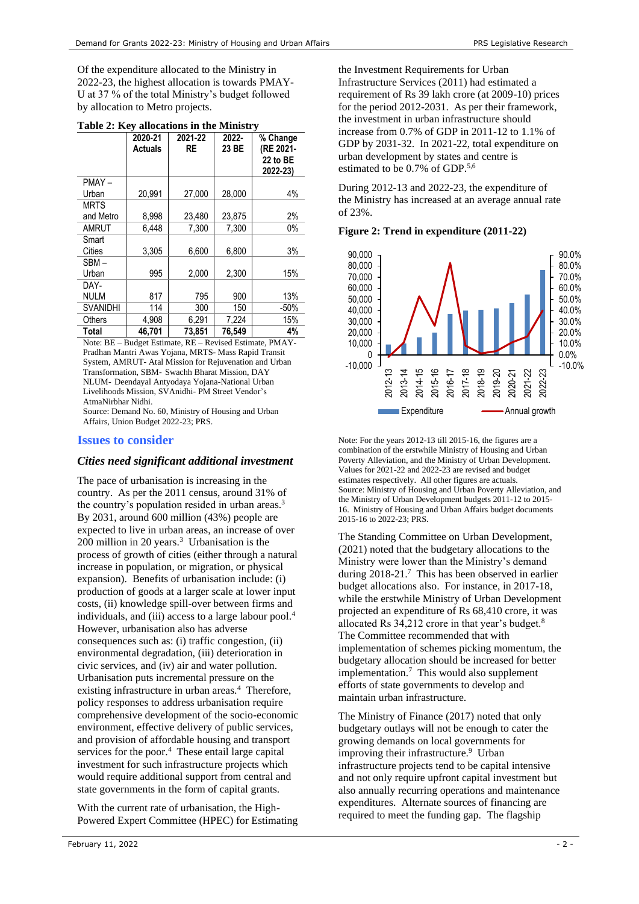Of the expenditure allocated to the Ministry in 2022-23, the highest allocation is towards PMAY-U at 37 % of the total Ministry's budget followed by allocation to Metro projects.

**Table 2: Key allocations in the Ministry**

| | 2020-21 Actuals | 2021-22 RE | 2022-23 BE | % Change (RE 2021-22 to BE 2022-23) |
|---|---|---|---|---|
| PMAY – Urban | 20,991 | 27,000 | 28,000 | 4% |
| MRTS and Metro | 8,998 | 23,480 | 23,875 | 2% |
| AMRUT | 6,448 | 7,300 | 7,300 | 0% |
| Smart Cities | 3,305 | 6,600 | 6,800 | 3% |
| SBM – Urban | 995 | 2,000 | 2,300 | 15% |
| DAY-NULM | 817 | 795 | 900 | 13% |
| SVANIDHI | 114 | 300 | 150 | -50% |
| Others | 4,908 | 6,291 | 7,224 | 15% |
| **Total** | **46,701** | **73,851** | **76,549** | **4%** |

Note: BE – Budget Estimate, RE – Revised Estimate, PMAY-Pradhan Mantri Awas Yojana, MRTS- Mass Rapid Transit System, AMRUT- Atal Mission for Rejuvenation and Urban Transformation, SBM- Swachh Bharat Mission, DAY NLUM- Deendayal Antyodaya Yojana-National Urban Livelihoods Mission, SVAnidhi- PM Street Vendor's AtmaNirbhar Nidhi.
Source: Demand No. 60, Ministry of Housing and Urban Affairs, Union Budget 2022-23; PRS.

## Issues to consider

### *Cities need significant additional investment*

The pace of urbanisation is increasing in the country. As per the 2011 census, around 31% of the country's population resided in urban areas.[3] By 2031, around 600 million (43%) people are expected to live in urban areas, an increase of over 200 million in 20 years.[3] Urbanisation is the process of growth of cities (either through a natural increase in population, or migration, or physical expansion). Benefits of urbanisation include: (i) production of goods at a larger scale at lower input costs, (ii) knowledge spill-over between firms and individuals, and (iii) access to a large labour pool.[4] However, urbanisation also has adverse consequences such as: (i) traffic congestion, (ii) environmental degradation, (iii) deterioration in civic services, and (iv) air and water pollution. Urbanisation puts incremental pressure on the existing infrastructure in urban areas.[4] Therefore, policy responses to address urbanisation require comprehensive development of the socio-economic environment, effective delivery of public services, and provision of affordable housing and transport services for the poor.[4] These entail large capital investment for such infrastructure projects which would require additional support from central and state governments in the form of capital grants.

With the current rate of urbanisation, the High-Powered Expert Committee (HPEC) for Estimating the Investment Requirements for Urban Infrastructure Services (2011) had estimated a requirement of Rs 39 lakh crore (at 2009-10) prices for the period 2012-2031. As per their framework, the investment in urban infrastructure should increase from 0.7% of GDP in 2011-12 to 1.1% of GDP by 2031-32. In 2021-22, total expenditure on urban development by states and centre is estimated to be 0.7% of GDP.[5,6]

During 2012-13 and 2022-23, the expenditure of the Ministry has increased at an average annual rate of 23%.

**Figure 2: Trend in expenditure (2011-22)**

Note: For the years 2012-13 till 2015-16, the figures are a combination of the erstwhile Ministry of Housing and Urban Poverty Alleviation, and the Ministry of Urban Development. Values for 2021-22 and 2022-23 are revised and budget estimates respectively. All other figures are actuals.
Source: Ministry of Housing and Urban Poverty Alleviation, and the Ministry of Urban Development budgets 2011-12 to 2015-16. Ministry of Housing and Urban Affairs budget documents 2015-16 to 2022-23; PRS.

The Standing Committee on Urban Development, (2021) noted that the budgetary allocations to the Ministry were lower than the Ministry's demand during 2018-21.[7] This has been observed in earlier budget allocations also. For instance, in 2017-18, while the erstwhile Ministry of Urban Development projected an expenditure of Rs 68,410 crore, it was allocated Rs 34,212 crore in that year's budget.[8] The Committee recommended that with implementation of schemes picking momentum, the budgetary allocation should be increased for better implementation.[7] This would also supplement efforts of state governments to develop and maintain urban infrastructure.

The Ministry of Finance (2017) noted that only budgetary outlays will not be enough to cater the growing demands on local governments for improving their infrastructure.[9] Urban infrastructure projects tend to be capital intensive and not only require upfront capital investment but also annually recurring operations and maintenance expenditures. Alternate sources of financing are required to meet the funding gap. The flagship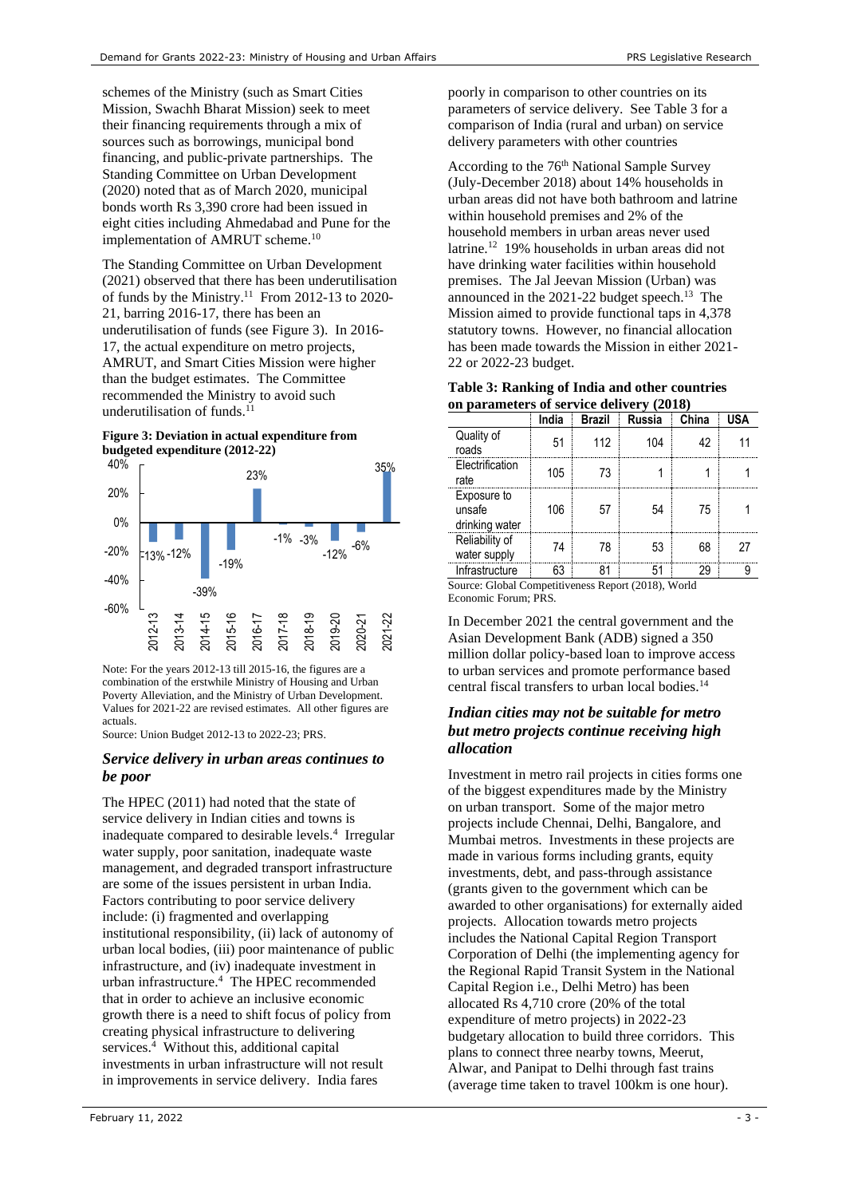schemes of the Ministry (such as Smart Cities Mission, Swachh Bharat Mission) seek to meet their financing requirements through a mix of sources such as borrowings, municipal bond financing, and public-private partnerships. The Standing Committee on Urban Development (2020) noted that as of March 2020, municipal bonds worth Rs 3,390 crore had been issued in eight cities including Ahmedabad and Pune for the implementation of AMRUT scheme.[10]

The Standing Committee on Urban Development (2021) observed that there has been underutilisation of funds by the Ministry.[11] From 2012-13 to 2020-21, barring 2016-17, there has been an underutilisation of funds (see Figure 3). In 2016-17, the actual expenditure on metro projects, AMRUT, and Smart Cities Mission were higher than the budget estimates. The Committee recommended the Ministry to avoid such underutilisation of funds.[11]

**Figure 3: Deviation in actual expenditure from budgeted expenditure (2012-22)**

| Year | Deviation |
|---|---|
| 2012-13 | -13% |
| 2013-14 | -12% |
| 2014-15 | -39% |
| 2015-16 | -19% |
| 2016-17 | 23% |
| 2017-18 | -1% |
| 2018-19 | -3% |
| 2019-20 | -12% |
| 2020-21 | -6% |
| 2021-22 | 35% |

Note: For the years 2012-13 till 2015-16, the figures are a combination of the erstwhile Ministry of Housing and Urban Poverty Alleviation, and the Ministry of Urban Development. Values for 2021-22 are revised estimates. All other figures are actuals.
Source: Union Budget 2012-13 to 2022-23; PRS.

### *Service delivery in urban areas continues to be poor*

The HPEC (2011) had noted that the state of service delivery in Indian cities and towns is inadequate compared to desirable levels.[4] Irregular water supply, poor sanitation, inadequate waste management, and degraded transport infrastructure are some of the issues persistent in urban India. Factors contributing to poor service delivery include: (i) fragmented and overlapping institutional responsibility, (ii) lack of autonomy of urban local bodies, (iii) poor maintenance of public infrastructure, and (iv) inadequate investment in urban infrastructure.[4] The HPEC recommended that in order to achieve an inclusive economic growth there is a need to shift focus of policy from creating physical infrastructure to delivering services.[4] Without this, additional capital investments in urban infrastructure will not result in improvements in service delivery. India fares poorly in comparison to other countries on its parameters of service delivery. See Table 3 for a comparison of India (rural and urban) on service delivery parameters with other countries

According to the 76th National Sample Survey (July-December 2018) about 14% households in urban areas did not have both bathroom and latrine within household premises and 2% of the household members in urban areas never used latrine.[12] 19% households in urban areas did not have drinking water facilities within household premises. The Jal Jeevan Mission (Urban) was announced in the 2021-22 budget speech.[13] The Mission aimed to provide functional taps in 4,378 statutory towns. However, no financial allocation has been made towards the Mission in either 2021-22 or 2022-23 budget.

**Table 3: Ranking of India and other countries on parameters of service delivery (2018)**

| | India | Brazil | Russia | China | USA |
|---|---|---|---|---|---|
| Quality of roads | 51 | 112 | 104 | 42 | 11 |
| Electrification rate | 105 | 73 | 1 | 1 | 1 |
| Exposure to unsafe drinking water | 106 | 57 | 54 | 75 | 1 |
| Reliability of water supply | 74 | 78 | 53 | 68 | 27 |
| Infrastructure | 63 | 81 | 51 | 29 | 9 |

Source: Global Competitiveness Report (2018), World Economic Forum; PRS.

In December 2021 the central government and the Asian Development Bank (ADB) signed a 350 million dollar policy-based loan to improve access to urban services and promote performance based central fiscal transfers to urban local bodies.[14]

### *Indian cities may not be suitable for metro but metro projects continue receiving high allocation*

Investment in metro rail projects in cities forms one of the biggest expenditures made by the Ministry on urban transport. Some of the major metro projects include Chennai, Delhi, Bangalore, and Mumbai metros. Investments in these projects are made in various forms including grants, equity investments, debt, and pass-through assistance (grants given to the government which can be awarded to other organisations) for externally aided projects. Allocation towards metro projects includes the National Capital Region Transport Corporation of Delhi (the implementing agency for the Regional Rapid Transit System in the National Capital Region i.e., Delhi Metro) has been allocated Rs 4,710 crore (20% of the total expenditure of metro projects) in 2022-23 budgetary allocation to build three corridors. This plans to connect three nearby towns, Meerut, Alwar, and Panipat to Delhi through fast trains (average time taken to travel 100km is one hour).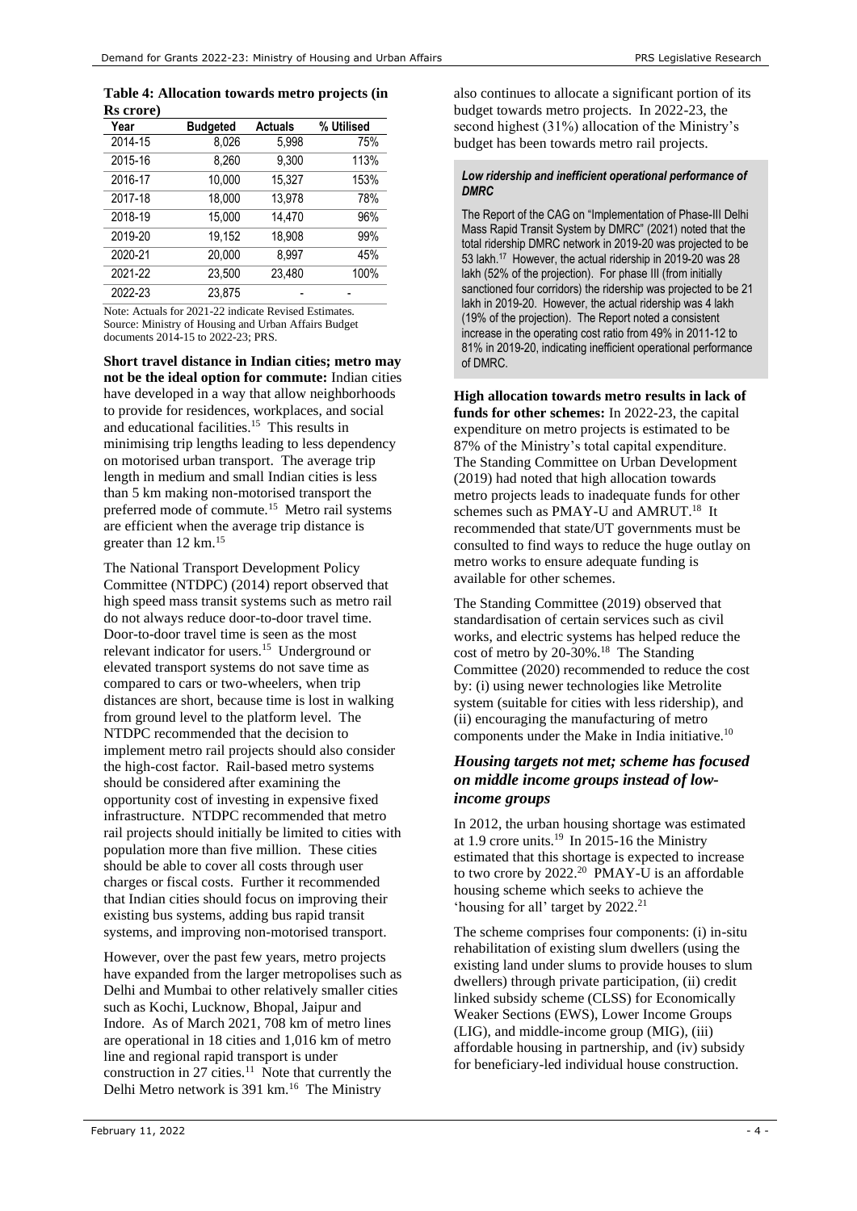**Table 4: Allocation towards metro projects (in Rs crore)**

| Year | Budgeted | Actuals | % Utilised |
|---|---|---|---|
| 2014-15 | 8,026 | 5,998 | 75% |
| 2015-16 | 8,260 | 9,300 | 113% |
| 2016-17 | 10,000 | 15,327 | 153% |
| 2017-18 | 18,000 | 13,978 | 78% |
| 2018-19 | 15,000 | 14,470 | 96% |
| 2019-20 | 19,152 | 18,908 | 99% |
| 2020-21 | 20,000 | 8,997 | 45% |
| 2021-22 | 23,500 | 23,480 | 100% |
| 2022-23 | 23,875 | - | - |

Note: Actuals for 2021-22 indicate Revised Estimates.
Source: Ministry of Housing and Urban Affairs Budget documents 2014-15 to 2022-23; PRS.

**Short travel distance in Indian cities; metro may not be the ideal option for commute:** Indian cities have developed in a way that allow neighborhoods to provide for residences, workplaces, and social and educational facilities.[15] This results in minimising trip lengths leading to less dependency on motorised urban transport. The average trip length in medium and small Indian cities is less than 5 km making non-motorised transport the preferred mode of commute.[15] Metro rail systems are efficient when the average trip distance is greater than 12 km.[15]

The National Transport Development Policy Committee (NTDPC) (2014) report observed that high speed mass transit systems such as metro rail do not always reduce door-to-door travel time. Door-to-door travel time is seen as the most relevant indicator for users.[15] Underground or elevated transport systems do not save time as compared to cars or two-wheelers, when trip distances are short, because time is lost in walking from ground level to the platform level. The NTDPC recommended that the decision to implement metro rail projects should also consider the high-cost factor. Rail-based metro systems should be considered after examining the opportunity cost of investing in expensive fixed infrastructure. NTDPC recommended that metro rail projects should initially be limited to cities with population more than five million. These cities should be able to cover all costs through user charges or fiscal costs. Further it recommended that Indian cities should focus on improving their existing bus systems, adding bus rapid transit systems, and improving non-motorised transport.

However, over the past few years, metro projects have expanded from the larger metropolises such as Delhi and Mumbai to other relatively smaller cities such as Kochi, Lucknow, Bhopal, Jaipur and Indore. As of March 2021, 708 km of metro lines are operational in 18 cities and 1,016 km of metro line and regional rapid transport is under construction in 27 cities.[11] Note that currently the Delhi Metro network is 391 km.[16] The Ministry also continues to allocate a significant portion of its budget towards metro projects. In 2022-23, the second highest (31%) allocation of the Ministry's budget has been towards metro rail projects.

***Low ridership and inefficient operational performance of DMRC***

The Report of the CAG on "Implementation of Phase-III Delhi Mass Rapid Transit System by DMRC" (2021) noted that the total ridership DMRC network in 2019-20 was projected to be 53 lakh.[17] However, the actual ridership in 2019-20 was 28 lakh (52% of the projection). For phase III (from initially sanctioned four corridors) the ridership was projected to be 21 lakh in 2019-20. However, the actual ridership was 4 lakh (19% of the projection). The Report noted a consistent increase in the operating cost ratio from 49% in 2011-12 to 81% in 2019-20, indicating inefficient operational performance of DMRC.

**High allocation towards metro results in lack of funds for other schemes:** In 2022-23, the capital expenditure on metro projects is estimated to be 87% of the Ministry's total capital expenditure. The Standing Committee on Urban Development (2019) had noted that high allocation towards metro projects leads to inadequate funds for other schemes such as PMAY-U and AMRUT.[18] It recommended that state/UT governments must be consulted to find ways to reduce the huge outlay on metro works to ensure adequate funding is available for other schemes.

The Standing Committee (2019) observed that standardisation of certain services such as civil works, and electric systems has helped reduce the cost of metro by 20-30%.[18] The Standing Committee (2020) recommended to reduce the cost by: (i) using newer technologies like Metrolite system (suitable for cities with less ridership), and (ii) encouraging the manufacturing of metro components under the Make in India initiative.[10]

### *Housing targets not met; scheme has focused on middle income groups instead of low-income groups*

In 2012, the urban housing shortage was estimated at 1.9 crore units.[19] In 2015-16 the Ministry estimated that this shortage is expected to increase to two crore by 2022.[20] PMAY-U is an affordable housing scheme which seeks to achieve the 'housing for all' target by 2022.[21]

The scheme comprises four components: (i) in-situ rehabilitation of existing slum dwellers (using the existing land under slums to provide houses to slum dwellers) through private participation, (ii) credit linked subsidy scheme (CLSS) for Economically Weaker Sections (EWS), Lower Income Groups (LIG), and middle-income group (MIG), (iii) affordable housing in partnership, and (iv) subsidy for beneficiary-led individual house construction.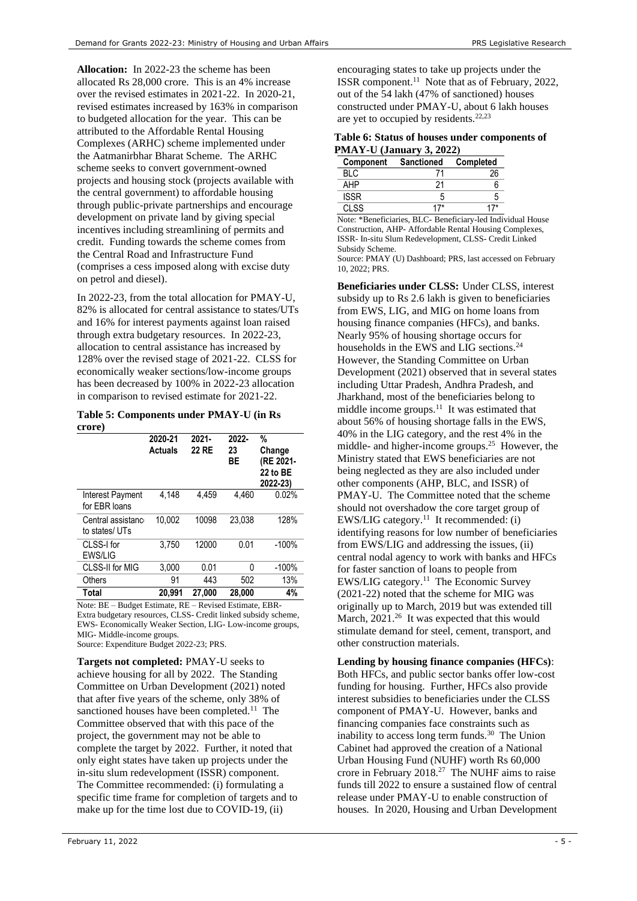**Allocation:** In 2022-23 the scheme has been allocated Rs 28,000 crore. This is an 4% increase over the revised estimates in 2021-22. In 2020-21, revised estimates increased by 163% in comparison to budgeted allocation for the year. This can be attributed to the Affordable Rental Housing Complexes (ARHC) scheme implemented under the Aatmanirbhar Bharat Scheme. The ARHC scheme seeks to convert government-owned projects and housing stock (projects available with the central government) to affordable housing through public-private partnerships and encourage development on private land by giving special incentives including streamlining of permits and credit. Funding towards the scheme comes from the Central Road and Infrastructure Fund (comprises a cess imposed along with excise duty on petrol and diesel).

In 2022-23, from the total allocation for PMAY-U, 82% is allocated for central assistance to states/UTs and 16% for interest payments against loan raised through extra budgetary resources. In 2022-23, allocation to central assistance has increased by 128% over the revised stage of 2021-22. CLSS for economically weaker sections/low-income groups has been decreased by 100% in 2022-23 allocation in comparison to revised estimate for 2021-22.

**Table 5: Components under PMAY-U (in Rs crore)**

| | 2020-21 Actuals | 2021-22 RE | 2022-23 BE | % Change (RE 2021-22 to BE 2022-23) |
|---|---|---|---|---|
| Interest Payment for EBR loans | 4,148 | 4,459 | 4,460 | 0.02% |
| Central assistance to states/ UTs | 10,002 | 10098 | 23,038 | 128% |
| CLSS-I for EWS/LIG | 3,750 | 12000 | 0.01 | -100% |
| CLSS-II for MIG | 3,000 | 0.01 | 0 | -100% |
| Others | 91 | 443 | 502 | 13% |
| **Total** | **20,991** | **27,000** | **28,000** | **4%** |

Note: BE – Budget Estimate, RE – Revised Estimate, EBR- Extra budgetary resources, CLSS- Credit linked subsidy scheme, EWS- Economically Weaker Section, LIG- Low-income groups, MIG- Middle-income groups.
Source: Expenditure Budget 2022-23; PRS.

**Targets not completed:** PMAY-U seeks to achieve housing for all by 2022. The Standing Committee on Urban Development (2021) noted that after five years of the scheme, only 38% of sanctioned houses have been completed.[11] The Committee observed that with this pace of the project, the government may not be able to complete the target by 2022. Further, it noted that only eight states have taken up projects under the in-situ slum redevelopment (ISSR) component. The Committee recommended: (i) formulating a specific time frame for completion of targets and to make up for the time lost due to COVID-19, (ii) encouraging states to take up projects under the ISSR component.[11] Note that as of February, 2022, out of the 54 lakh (47% of sanctioned) houses constructed under PMAY-U, about 6 lakh houses are yet to occupied by residents.[22,23]

**Table 6: Status of houses under components of PMAY-U (January 3, 2022)**

| Component | Sanctioned | Completed |
|---|---|---|
| BLC | 71 | 26 |
| AHP | 21 | 6 |
| ISSR | 5 | 5 |
| CLSS | 17* | 17* |

Note: *Beneficiaries, BLC- Beneficiary-led Individual House Construction, AHP- Affordable Rental Housing Complexes, ISSR- In-situ Slum Redevelopment, CLSS- Credit Linked Subsidy Scheme.
Source: PMAY (U) Dashboard; PRS, last accessed on February 10, 2022; PRS.

**Beneficiaries under CLSS:** Under CLSS, interest subsidy up to Rs 2.6 lakh is given to beneficiaries from EWS, LIG, and MIG on home loans from housing finance companies (HFCs), and banks. Nearly 95% of housing shortage occurs for households in the EWS and LIG sections.[24] However, the Standing Committee on Urban Development (2021) observed that in several states including Uttar Pradesh, Andhra Pradesh, and Jharkhand, most of the beneficiaries belong to middle income groups.[11] It was estimated that about 56% of housing shortage falls in the EWS, 40% in the LIG category, and the rest 4% in the middle- and higher-income groups.[25] However, the Ministry stated that EWS beneficiaries are not being neglected as they are also included under other components (AHP, BLC, and ISSR) of PMAY-U. The Committee noted that the scheme should not overshadow the core target group of EWS/LIG category.[11] It recommended: (i) identifying reasons for low number of beneficiaries from EWS/LIG and addressing the issues, (ii) central nodal agency to work with banks and HFCs for faster sanction of loans to people from EWS/LIG category.[11] The Economic Survey (2021-22) noted that the scheme for MIG was originally up to March, 2019 but was extended till March, 2021.[26] It was expected that this would stimulate demand for steel, cement, transport, and other construction materials.

**Lending by housing finance companies (HFCs)**: Both HFCs, and public sector banks offer low-cost funding for housing. Further, HFCs also provide interest subsidies to beneficiaries under the CLSS component of PMAY-U. However, banks and financing companies face constraints such as inability to access long term funds.[30] The Union Cabinet had approved the creation of a National Urban Housing Fund (NUHF) worth Rs 60,000 crore in February 2018.[27] The NUHF aims to raise funds till 2022 to ensure a sustained flow of central release under PMAY-U to enable construction of houses. In 2020, Housing and Urban Development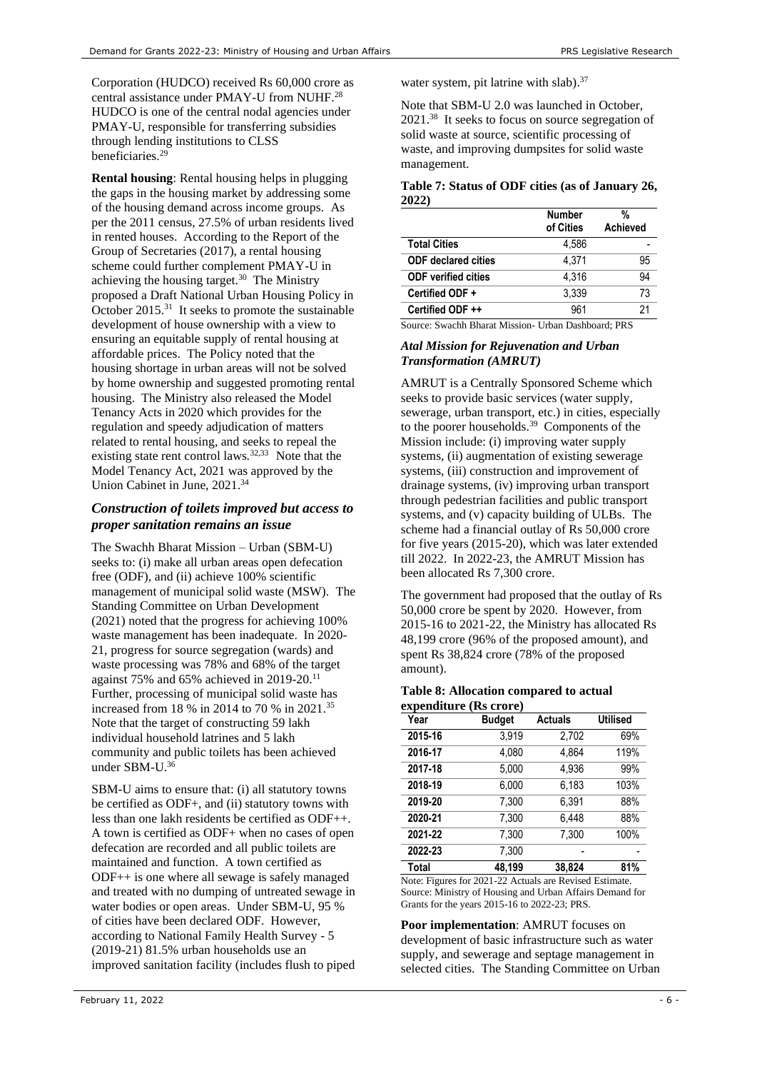Corporation (HUDCO) received Rs 60,000 crore as central assistance under PMAY-U from NUHF.[28] HUDCO is one of the central nodal agencies under PMAY-U, responsible for transferring subsidies through lending institutions to CLSS beneficiaries.[29]

**Rental housing**: Rental housing helps in plugging the gaps in the housing market by addressing some of the housing demand across income groups. As per the 2011 census, 27.5% of urban residents lived in rented houses. According to the Report of the Group of Secretaries (2017), a rental housing scheme could further complement PMAY-U in achieving the housing target.[30] The Ministry proposed a Draft National Urban Housing Policy in October 2015.[31] It seeks to promote the sustainable development of house ownership with a view to ensuring an equitable supply of rental housing at affordable prices. The Policy noted that the housing shortage in urban areas will not be solved by home ownership and suggested promoting rental housing. The Ministry also released the Model Tenancy Acts in 2020 which provides for the regulation and speedy adjudication of matters related to rental housing, and seeks to repeal the existing state rent control laws.[32,33] Note that the Model Tenancy Act, 2021 was approved by the Union Cabinet in June, 2021.[34]

### *Construction of toilets improved but access to proper sanitation remains an issue*

The Swachh Bharat Mission – Urban (SBM-U) seeks to: (i) make all urban areas open defecation free (ODF), and (ii) achieve 100% scientific management of municipal solid waste (MSW). The Standing Committee on Urban Development (2021) noted that the progress for achieving 100% waste management has been inadequate. In 2020-21, progress for source segregation (wards) and waste processing was 78% and 68% of the target against 75% and 65% achieved in 2019-20.[11] Further, processing of municipal solid waste has increased from 18 % in 2014 to 70 % in 2021.[35] Note that the target of constructing 59 lakh individual household latrines and 5 lakh community and public toilets has been achieved under SBM-U.[36]

SBM-U aims to ensure that: (i) all statutory towns be certified as ODF+, and (ii) statutory towns with less than one lakh residents be certified as ODF++. A town is certified as ODF+ when no cases of open defecation are recorded and all public toilets are maintained and function. A town certified as ODF++ is one where all sewage is safely managed and treated with no dumping of untreated sewage in water bodies or open areas. Under SBM-U, 95 % of cities have been declared ODF. However, according to National Family Health Survey - 5 (2019-21) 81.5% urban households use an improved sanitation facility (includes flush to piped water system, pit latrine with slab).[37]

Note that SBM-U 2.0 was launched in October, 2021.[38] It seeks to focus on source segregation of solid waste at source, scientific processing of waste, and improving dumpsites for solid waste management.

**Table 7: Status of ODF cities (as of January 26, 2022)**

| | Number of Cities | % Achieved |
|---|---|---|
| **Total Cities** | 4,586 | - |
| **ODF declared cities** | 4,371 | 95 |
| **ODF verified cities** | 4,316 | 94 |
| **Certified ODF +** | 3,339 | 73 |
| **Certified ODF ++** | 961 | 21 |

Source: Swachh Bharat Mission- Urban Dashboard; PRS

### *Atal Mission for Rejuvenation and Urban Transformation (AMRUT)*

AMRUT is a Centrally Sponsored Scheme which seeks to provide basic services (water supply, sewerage, urban transport, etc.) in cities, especially to the poorer households.[39] Components of the Mission include: (i) improving water supply systems, (ii) augmentation of existing sewerage systems, (iii) construction and improvement of drainage systems, (iv) improving urban transport through pedestrian facilities and public transport systems, and (v) capacity building of ULBs. The scheme had a financial outlay of Rs 50,000 crore for five years (2015-20), which was later extended till 2022. In 2022-23, the AMRUT Mission has been allocated Rs 7,300 crore.

The government had proposed that the outlay of Rs 50,000 crore be spent by 2020. However, from 2015-16 to 2021-22, the Ministry has allocated Rs 48,199 crore (96% of the proposed amount), and spent Rs 38,824 crore (78% of the proposed amount).

**Table 8: Allocation compared to actual expenditure (Rs crore)**

| Year | Budget | Actuals | Utilised |
|---|---|---|---|
| **2015-16** | 3,919 | 2,702 | 69% |
| **2016-17** | 4,080 | 4,864 | 119% |
| **2017-18** | 5,000 | 4,936 | 99% |
| **2018-19** | 6,000 | 6,183 | 103% |
| **2019-20** | 7,300 | 6,391 | 88% |
| **2020-21** | 7,300 | 6,448 | 88% |
| **2021-22** | 7,300 | 7,300 | 100% |
| **2022-23** | 7,300 | - | - |
| **Total** | **48,199** | **38,824** | **81%** |

Note: Figures for 2021-22 Actuals are Revised Estimate.
Source: Ministry of Housing and Urban Affairs Demand for Grants for the years 2015-16 to 2022-23; PRS.

**Poor implementation**: AMRUT focuses on development of basic infrastructure such as water supply, and sewerage and septage management in selected cities. The Standing Committee on Urban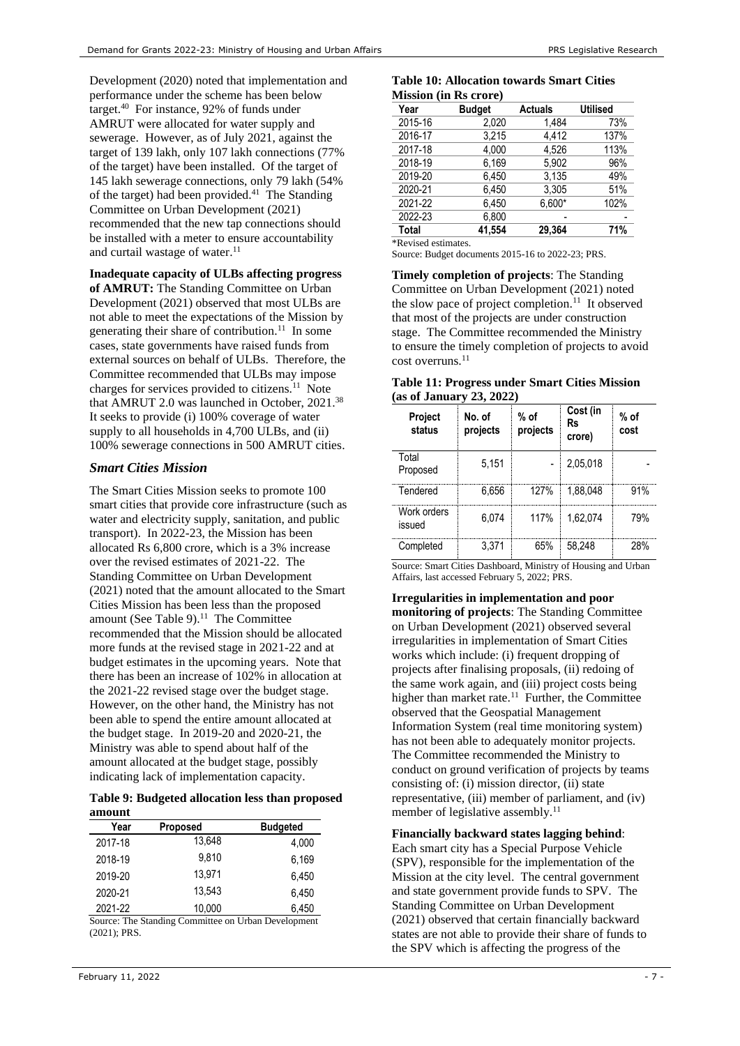Development (2020) noted that implementation and performance under the scheme has been below target.[40] For instance, 92% of funds under AMRUT were allocated for water supply and sewerage. However, as of July 2021, against the target of 139 lakh, only 107 lakh connections (77% of the target) have been installed. Of the target of 145 lakh sewerage connections, only 79 lakh (54% of the target) had been provided.[41] The Standing Committee on Urban Development (2021) recommended that the new tap connections should be installed with a meter to ensure accountability and curtail wastage of water.[11]

**Inadequate capacity of ULBs affecting progress of AMRUT:** The Standing Committee on Urban Development (2021) observed that most ULBs are not able to meet the expectations of the Mission by generating their share of contribution.[11] In some cases, state governments have raised funds from external sources on behalf of ULBs. Therefore, the Committee recommended that ULBs may impose charges for services provided to citizens.[11] Note that AMRUT 2.0 was launched in October, 2021.[38] It seeks to provide (i) 100% coverage of water supply to all households in 4,700 ULBs, and (ii) 100% sewerage connections in 500 AMRUT cities.

### *Smart Cities Mission*

The Smart Cities Mission seeks to promote 100 smart cities that provide core infrastructure (such as water and electricity supply, sanitation, and public transport). In 2022-23, the Mission has been allocated Rs 6,800 crore, which is a 3% increase over the revised estimates of 2021-22. The Standing Committee on Urban Development (2021) noted that the amount allocated to the Smart Cities Mission has been less than the proposed amount (See Table 9).[11] The Committee recommended that the Mission should be allocated more funds at the revised stage in 2021-22 and at budget estimates in the upcoming years. Note that there has been an increase of 102% in allocation at the 2021-22 revised stage over the budget stage. However, on the other hand, the Ministry has not been able to spend the entire amount allocated at the budget stage. In 2019-20 and 2020-21, the Ministry was able to spend about half of the amount allocated at the budget stage, possibly indicating lack of implementation capacity.

**Table 9: Budgeted allocation less than proposed amount**

| Year | Proposed | Budgeted |
|---|---|---|
| 2017-18 | 13,648 | 4,000 |
| 2018-19 | 9,810 | 6,169 |
| 2019-20 | 13,971 | 6,450 |
| 2020-21 | 13,543 | 6,450 |
| 2021-22 | 10,000 | 6,450 |

Source: The Standing Committee on Urban Development (2021); PRS.

**Table 10: Allocation towards Smart Cities Mission (in Rs crore)**

| Year | Budget | Actuals | Utilised |
|---|---|---|---|
| 2015-16 | 2,020 | 1,484 | 73% |
| 2016-17 | 3,215 | 4,412 | 137% |
| 2017-18 | 4,000 | 4,526 | 113% |
| 2018-19 | 6,169 | 5,902 | 96% |
| 2019-20 | 6,450 | 3,135 | 49% |
| 2020-21 | 6,450 | 3,305 | 51% |
| 2021-22 | 6,450 | 6,600* | 102% |
| 2022-23 | 6,800 | - | - |
| **Total** | **41,554** | **29,364** | **71%** |

*Revised estimates.

Source: Budget documents 2015-16 to 2022-23; PRS.

**Timely completion of projects**: The Standing Committee on Urban Development (2021) noted the slow pace of project completion.[11] It observed that most of the projects are under construction stage. The Committee recommended the Ministry to ensure the timely completion of projects to avoid cost overruns.[11]

**Table 11: Progress under Smart Cities Mission (as of January 23, 2022)**

| Project status | No. of projects | % of projects | Cost (in Rs crore) | % of cost |
|---|---|---|---|---|
| Total Proposed | 5,151 | - | 2,05,018 | - |
| Tendered | 6,656 | 127% | 1,88,048 | 91% |
| Work orders issued | 6,074 | 117% | 1,62,074 | 79% |
| Completed | 3,371 | 65% | 58,248 | 28% |

Source: Smart Cities Dashboard, Ministry of Housing and Urban Affairs, last accessed February 5, 2022; PRS.

**Irregularities in implementation and poor monitoring of projects**: The Standing Committee on Urban Development (2021) observed several irregularities in implementation of Smart Cities works which include: (i) frequent dropping of projects after finalising proposals, (ii) redoing of the same work again, and (iii) project costs being higher than market rate.[11] Further, the Committee observed that the Geospatial Management Information System (real time monitoring system) has not been able to adequately monitor projects. The Committee recommended the Ministry to conduct on ground verification of projects by teams consisting of: (i) mission director, (ii) state representative, (iii) member of parliament, and (iv) member of legislative assembly.[11]

**Financially backward states lagging behind**: Each smart city has a Special Purpose Vehicle (SPV), responsible for the implementation of the Mission at the city level. The central government and state government provide funds to SPV. The Standing Committee on Urban Development (2021) observed that certain financially backward states are not able to provide their share of funds to the SPV which is affecting the progress of the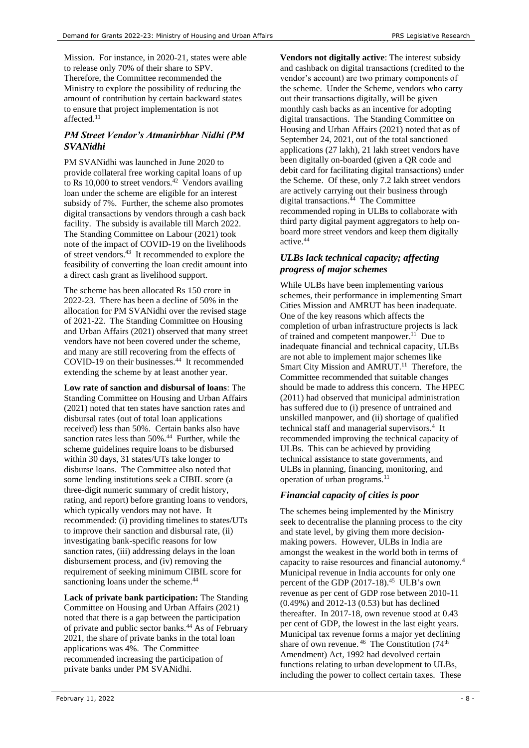Mission. For instance, in 2020-21, states were able to release only 70% of their share to SPV. Therefore, the Committee recommended the Ministry to explore the possibility of reducing the amount of contribution by certain backward states to ensure that project implementation is not affected.[11]

### *PM Street Vendor's Atmanirbhar Nidhi (PM SVANidhi*

PM SVANidhi was launched in June 2020 to provide collateral free working capital loans of up to Rs 10,000 to street vendors.[42] Vendors availing loan under the scheme are eligible for an interest subsidy of 7%. Further, the scheme also promotes digital transactions by vendors through a cash back facility. The subsidy is available till March 2022. The Standing Committee on Labour (2021) took note of the impact of COVID-19 on the livelihoods of street vendors.[43] It recommended to explore the feasibility of converting the loan credit amount into a direct cash grant as livelihood support.

The scheme has been allocated Rs 150 crore in 2022-23. There has been a decline of 50% in the allocation for PM SVANidhi over the revised stage of 2021-22. The Standing Committee on Housing and Urban Affairs (2021) observed that many street vendors have not been covered under the scheme, and many are still recovering from the effects of COVID-19 on their businesses.[44] It recommended extending the scheme by at least another year.

**Low rate of sanction and disbursal of loans**: The Standing Committee on Housing and Urban Affairs (2021) noted that ten states have sanction rates and disbursal rates (out of total loan applications received) less than 50%. Certain banks also have sanction rates less than 50%.[44] Further, while the scheme guidelines require loans to be disbursed within 30 days, 31 states/UTs take longer to disburse loans. The Committee also noted that some lending institutions seek a CIBIL score (a three-digit numeric summary of credit history, rating, and report) before granting loans to vendors, which typically vendors may not have. It recommended: (i) providing timelines to states/UTs to improve their sanction and disbursal rate, (ii) investigating bank-specific reasons for low sanction rates, (iii) addressing delays in the loan disbursement process, and (iv) removing the requirement of seeking minimum CIBIL score for sanctioning loans under the scheme.[44]

**Lack of private bank participation:** The Standing Committee on Housing and Urban Affairs (2021) noted that there is a gap between the participation of private and public sector banks.[44] As of February 2021, the share of private banks in the total loan applications was 4%. The Committee recommended increasing the participation of private banks under PM SVANidhi.

**Vendors not digitally active**: The interest subsidy and cashback on digital transactions (credited to the vendor's account) are two primary components of the scheme. Under the Scheme, vendors who carry out their transactions digitally, will be given monthly cash backs as an incentive for adopting digital transactions. The Standing Committee on Housing and Urban Affairs (2021) noted that as of September 24, 2021, out of the total sanctioned applications (27 lakh), 21 lakh street vendors have been digitally on-boarded (given a QR code and debit card for facilitating digital transactions) under the Scheme. Of these, only 7.2 lakh street vendors are actively carrying out their business through digital transactions.[44] The Committee recommended roping in ULBs to collaborate with third party digital payment aggregators to help on-board more street vendors and keep them digitally active.[44]

### *ULBs lack technical capacity; affecting progress of major schemes*

While ULBs have been implementing various schemes, their performance in implementing Smart Cities Mission and AMRUT has been inadequate. One of the key reasons which affects the completion of urban infrastructure projects is lack of trained and competent manpower.[11] Due to inadequate financial and technical capacity, ULBs are not able to implement major schemes like Smart City Mission and AMRUT.[11] Therefore, the Committee recommended that suitable changes should be made to address this concern. The HPEC (2011) had observed that municipal administration has suffered due to (i) presence of untrained and unskilled manpower, and (ii) shortage of qualified technical staff and managerial supervisors.[4] It recommended improving the technical capacity of ULBs. This can be achieved by providing technical assistance to state governments, and ULBs in planning, financing, monitoring, and operation of urban programs.[11]

### *Financial capacity of cities is poor*

The schemes being implemented by the Ministry seek to decentralise the planning process to the city and state level, by giving them more decision-making powers. However, ULBs in India are amongst the weakest in the world both in terms of capacity to raise resources and financial autonomy.[4] Municipal revenue in India accounts for only one percent of the GDP (2017-18).[45] ULB's own revenue as per cent of GDP rose between 2010-11 (0.49%) and 2012-13 (0.53) but has declined thereafter. In 2017-18, own revenue stood at 0.43 per cent of GDP, the lowest in the last eight years. Municipal tax revenue forms a major yet declining share of own revenue.[46] The Constitution (74th Amendment) Act, 1992 had devolved certain functions relating to urban development to ULBs, including the power to collect certain taxes. These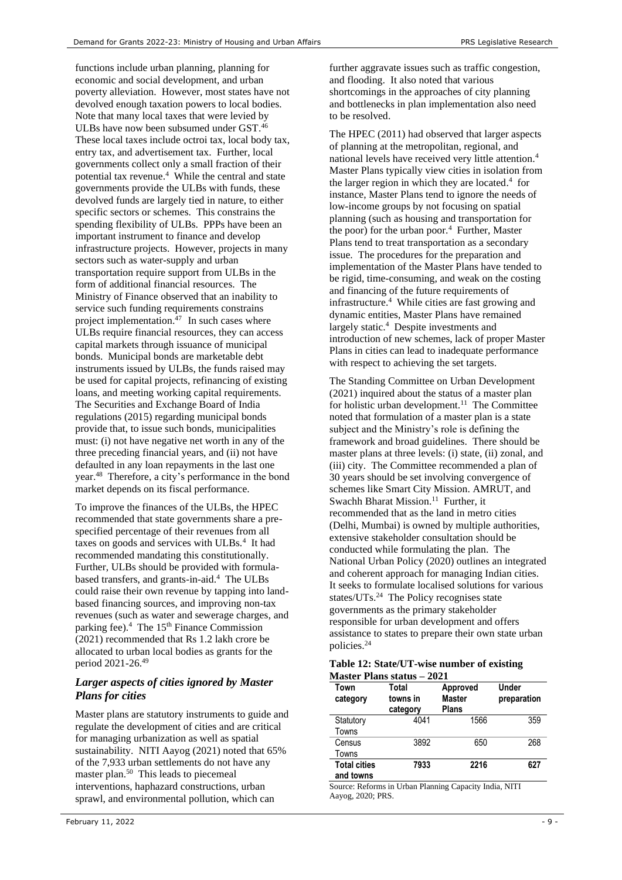functions include urban planning, planning for economic and social development, and urban poverty alleviation. However, most states have not devolved enough taxation powers to local bodies. Note that many local taxes that were levied by ULBs have now been subsumed under GST.[46] These local taxes include octroi tax, local body tax, entry tax, and advertisement tax. Further, local governments collect only a small fraction of their potential tax revenue.[4] While the central and state governments provide the ULBs with funds, these devolved funds are largely tied in nature, to either specific sectors or schemes. This constrains the spending flexibility of ULBs. PPPs have been an important instrument to finance and develop infrastructure projects. However, projects in many sectors such as water-supply and urban transportation require support from ULBs in the form of additional financial resources. The Ministry of Finance observed that an inability to service such funding requirements constrains project implementation.[47] In such cases where ULBs require financial resources, they can access capital markets through issuance of municipal bonds. Municipal bonds are marketable debt instruments issued by ULBs, the funds raised may be used for capital projects, refinancing of existing loans, and meeting working capital requirements. The Securities and Exchange Board of India regulations (2015) regarding municipal bonds provide that, to issue such bonds, municipalities must: (i) not have negative net worth in any of the three preceding financial years, and (ii) not have defaulted in any loan repayments in the last one year.[48] Therefore, a city's performance in the bond market depends on its fiscal performance.

To improve the finances of the ULBs, the HPEC recommended that state governments share a pre-specified percentage of their revenues from all taxes on goods and services with ULBs.[4] It had recommended mandating this constitutionally. Further, ULBs should be provided with formula-based transfers, and grants-in-aid.[4] The ULBs could raise their own revenue by tapping into land-based financing sources, and improving non-tax revenues (such as water and sewerage charges, and parking fee).[4] The 15th Finance Commission (2021) recommended that Rs 1.2 lakh crore be allocated to urban local bodies as grants for the period 2021-26.[49]

### *Larger aspects of cities ignored by Master Plans for cities*

Master plans are statutory instruments to guide and regulate the development of cities and are critical for managing urbanization as well as spatial sustainability. NITI Aayog (2021) noted that 65% of the 7,933 urban settlements do not have any master plan.[50] This leads to piecemeal interventions, haphazard constructions, urban sprawl, and environmental pollution, which can further aggravate issues such as traffic congestion, and flooding. It also noted that various shortcomings in the approaches of city planning and bottlenecks in plan implementation also need to be resolved.

The HPEC (2011) had observed that larger aspects of planning at the metropolitan, regional, and national levels have received very little attention.[4] Master Plans typically view cities in isolation from the larger region in which they are located.[4] for instance, Master Plans tend to ignore the needs of low-income groups by not focusing on spatial planning (such as housing and transportation for the poor) for the urban poor.[4] Further, Master Plans tend to treat transportation as a secondary issue. The procedures for the preparation and implementation of the Master Plans have tended to be rigid, time-consuming, and weak on the costing and financing of the future requirements of infrastructure.[4] While cities are fast growing and dynamic entities, Master Plans have remained largely static.[4] Despite investments and introduction of new schemes, lack of proper Master Plans in cities can lead to inadequate performance with respect to achieving the set targets.

The Standing Committee on Urban Development (2021) inquired about the status of a master plan for holistic urban development.[11] The Committee noted that formulation of a master plan is a state subject and the Ministry's role is defining the framework and broad guidelines. There should be master plans at three levels: (i) state, (ii) zonal, and (iii) city. The Committee recommended a plan of 30 years should be set involving convergence of schemes like Smart City Mission. AMRUT, and Swachh Bharat Mission.[11] Further, it recommended that as the land in metro cities (Delhi, Mumbai) is owned by multiple authorities, extensive stakeholder consultation should be conducted while formulating the plan. The National Urban Policy (2020) outlines an integrated and coherent approach for managing Indian cities. It seeks to formulate localised solutions for various states/UTs.[24] The Policy recognises state governments as the primary stakeholder responsible for urban development and offers assistance to states to prepare their own state urban policies.[24]

**Table 12: State/UT-wise number of existing Master Plans status – 2021**

| Town category | Total towns in category | Approved Master Plans | Under preparation |
|---|---|---|---|
| Statutory Towns | 4041 | 1566 | 359 |
| Census Towns | 3892 | 650 | 268 |
| **Total cities and towns** | **7933** | **2216** | **627** |

Source: Reforms in Urban Planning Capacity India, NITI Aayog, 2020; PRS.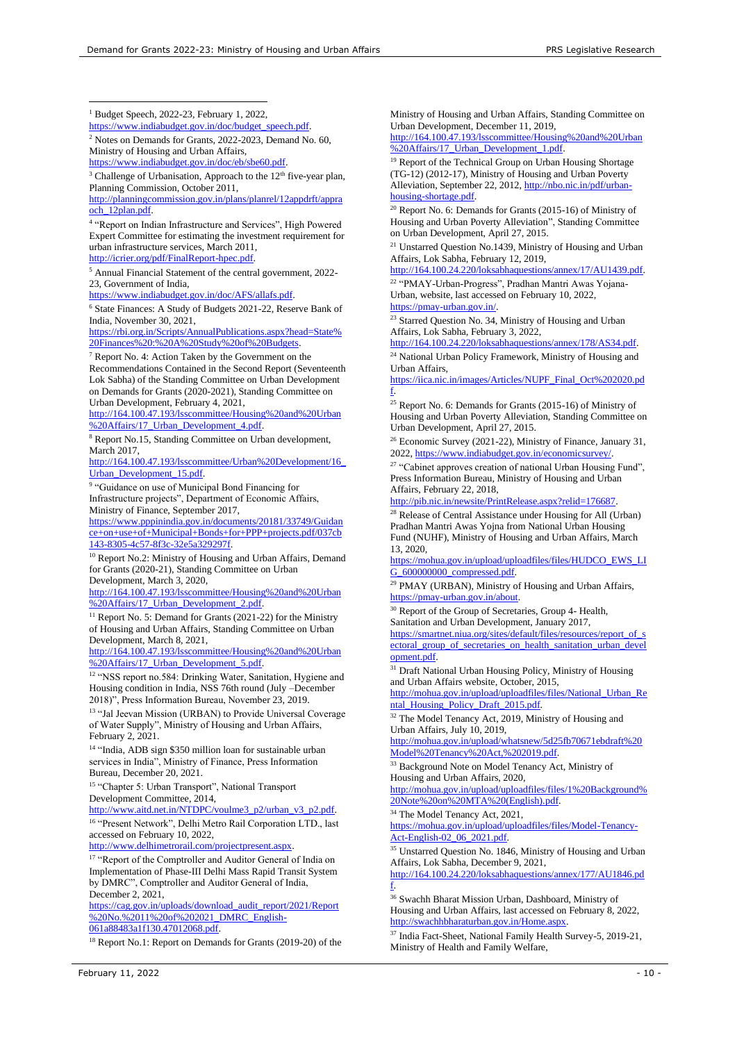[1] Budget Speech, 2022-23, February 1, 2022, https://www.indiabudget.gov.in/doc/budget_speech.pdf.

[2] Notes on Demands for Grants, 2022-2023, Demand No. 60, Ministry of Housing and Urban Affairs, https://www.indiabudget.gov.in/doc/eb/sbe60.pdf.

[3] Challenge of Urbanisation, Approach to the 12th five-year plan, Planning Commission, October 2011, http://planningcommission.gov.in/plans/planrel/12appdrft/appraoch_12plan.pdf.

[4] "Report on Indian Infrastructure and Services", High Powered Expert Committee for estimating the investment requirement for urban infrastructure services, March 2011, http://icrier.org/pdf/FinalReport-hpec.pdf.

[5] Annual Financial Statement of the central government, 2022-23, Government of India, https://www.indiabudget.gov.in/doc/AFS/allafs.pdf.

[6] State Finances: A Study of Budgets 2021-22, Reserve Bank of India, November 30, 2021, https://rbi.org.in/Scripts/AnnualPublications.aspx?head=State%20Finances%20:%20A%20Study%20of%20Budgets.

[7] Report No. 4: Action Taken by the Government on the Recommendations Contained in the Second Report (Seventeenth Lok Sabha) of the Standing Committee on Urban Development on Demands for Grants (2020-2021), Standing Committee on Urban Development, February 4, 2021, http://164.100.47.193/lsscommittee/Housing%20and%20Urban%20Affairs/17_Urban_Development_4.pdf.

[8] Report No.15, Standing Committee on Urban development, March 2017, http://164.100.47.193/lsscommittee/Urban%20Development/16_Urban_Development_15.pdf.

[9] "Guidance on use of Municipal Bond Financing for Infrastructure projects", Department of Economic Affairs, Ministry of Finance, September 2017, https://www.pppinindia.gov.in/documents/20181/33749/Guidance+on+use+of+Municipal+Bonds+for+PPP+projects.pdf/037cb143-8305-4c57-8f3c-32e5a329297f.

[10] Report No.2: Ministry of Housing and Urban Affairs, Demand for Grants (2020-21), Standing Committee on Urban Development, March 3, 2020, http://164.100.47.193/lsscommittee/Housing%20and%20Urban%20Affairs/17_Urban_Development_2.pdf.

[11] Report No. 5: Demand for Grants (2021-22) for the Ministry of Housing and Urban Affairs, Standing Committee on Urban Development, March 8, 2021, http://164.100.47.193/lsscommittee/Housing%20and%20Urban%20Affairs/17_Urban_Development_5.pdf.

[12] "NSS report no.584: Drinking Water, Sanitation, Hygiene and Housing condition in India, NSS 76th round (July –December 2018)", Press Information Bureau, November 23, 2019.

[13] "Jal Jeevan Mission (URBAN) to Provide Universal Coverage of Water Supply", Ministry of Housing and Urban Affairs, February 2, 2021.

[14] "India, ADB sign $350 million loan for sustainable urban services in India", Ministry of Finance, Press Information Bureau, December 20, 2021.

[15] "Chapter 5: Urban Transport", National Transport Development Committee, 2014, http://www.aitd.net.in/NTDPC/voulme3_p2/urban_v3_p2.pdf.

[16] "Present Network", Delhi Metro Rail Corporation LTD., last accessed on February 10, 2022, http://www.delhimetrorail.com/projectpresent.aspx.

[17] "Report of the Comptroller and Auditor General of India on Implementation of Phase-III Delhi Mass Rapid Transit System by DMRC", Comptroller and Auditor General of India, December 2, 2021, https://cag.gov.in/uploads/download_audit_report/2021/Report%20No.%2011%20of%202021_DMRC_English-061a88483a1f130.47012068.pdf.

[18] Report No.1: Report on Demands for Grants (2019-20) of the Ministry of Housing and Urban Affairs, Standing Committee on Urban Development, December 11, 2019, http://164.100.47.193/lsscommittee/Housing%20and%20Urban%20Affairs/17_Urban_Development_1.pdf.

[19] Report of the Technical Group on Urban Housing Shortage (TG-12) (2012-17), Ministry of Housing and Urban Poverty Alleviation, September 22, 2012, http://nbo.nic.in/pdf/urban-housing-shortage.pdf.

[20] Report No. 6: Demands for Grants (2015-16) of Ministry of Housing and Urban Poverty Alleviation", Standing Committee on Urban Development, April 27, 2015.

[21] Unstarred Question No.1439, Ministry of Housing and Urban Affairs, Lok Sabha, February 12, 2019, http://164.100.24.220/loksabhaquestions/annex/17/AU1439.pdf.

[22] "PMAY-Urban-Progress", Pradhan Mantri Awas Yojana-Urban, website, last accessed on February 10, 2022, https://pmay-urban.gov.in/.

[23] Starred Question No. 34, Ministry of Housing and Urban Affairs, Lok Sabha, February 3, 2022, http://164.100.24.220/loksabhaquestions/annex/178/AS34.pdf.

[24] National Urban Policy Framework, Ministry of Housing and Urban Affairs, https://iica.nic.in/images/Articles/NUPF_Final_Oct%202020.pdf.

[25] Report No. 6: Demands for Grants (2015-16) of Ministry of Housing and Urban Poverty Alleviation, Standing Committee on Urban Development, April 27, 2015.

[26] Economic Survey (2021-22), Ministry of Finance, January 31, 2022, https://www.indiabudget.gov.in/economicsurvey/.

[27] "Cabinet approves creation of national Urban Housing Fund", Press Information Bureau, Ministry of Housing and Urban Affairs, February 22, 2018, http://pib.nic.in/newsite/PrintRelease.aspx?relid=176687.

[28] Release of Central Assistance under Housing for All (Urban) Pradhan Mantri Awas Yojna from National Urban Housing Fund (NUHF), Ministry of Housing and Urban Affairs, March 13, 2020, https://mohua.gov.in/upload/uploadfiles/files/HUDCO_EWS_LIG_600000000_compressed.pdf.

[29] PMAY (URBAN), Ministry of Housing and Urban Affairs, https://pmay-urban.gov.in/about.

[30] Report of the Group of Secretaries, Group 4- Health, Sanitation and Urban Development, January 2017, https://smartnet.niua.org/sites/default/files/resources/report_of_sectoral_group_of_secretaries_on_health_sanitation_urban_development.pdf.

[31] Draft National Urban Housing Policy, Ministry of Housing and Urban Affairs website, October, 2015, http://mohua.gov.in/upload/uploadfiles/files/National_Urban_Rental_Housing_Policy_Draft_2015.pdf.

[32] The Model Tenancy Act, 2019, Ministry of Housing and Urban Affairs, July 10, 2019, http://mohua.gov.in/upload/whatsnew/5d25fb70671ebdraft%20Model%20Tenancy%20Act,%202019.pdf.

[33] Background Note on Model Tenancy Act, Ministry of Housing and Urban Affairs, 2020, http://mohua.gov.in/upload/uploadfiles/files/1%20Background%20Note%20on%20MTA%20(English).pdf.

[34] The Model Tenancy Act, 2021, https://mohua.gov.in/upload/uploadfiles/files/Model-Tenancy-Act-English-02_06_2021.pdf.

[35] Unstarred Question No. 1846, Ministry of Housing and Urban Affairs, Lok Sabha, December 9, 2021, http://164.100.24.220/loksabhaquestions/annex/177/AU1846.pdf.

[36] Swachh Bharat Mission Urban, Dashboard, Ministry of Housing and Urban Affairs, last accessed on February 8, 2022, http://swachhbharaturban.gov.in/Home.aspx.

[37] India Fact-Sheet, National Family Health Survey-5, 2019-21, Ministry of Health and Family Welfare,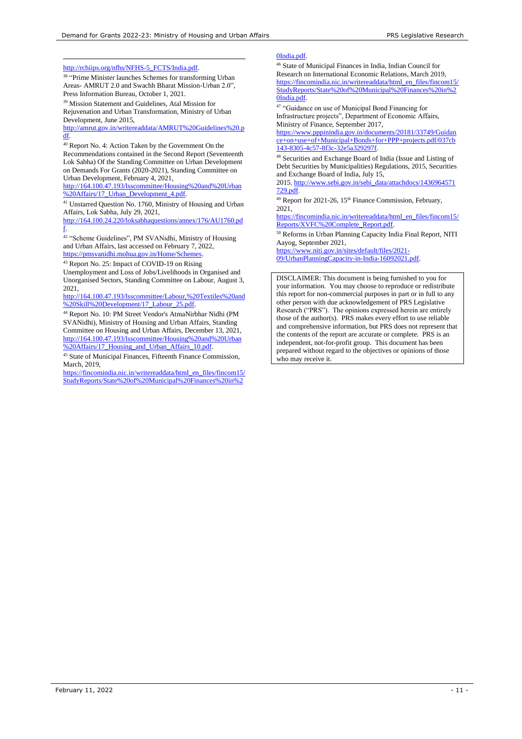http://rchiips.org/nfhs/NFHS-5_FCTS/India.pdf.

[38] "Prime Minister launches Schemes for transforming Urban Areas- AMRUT 2.0 and Swachh Bharat Mission-Urban 2.0", Press Information Bureau, October 1, 2021.

[39] Mission Statement and Guidelines, Atal Mission for Rejuvenation and Urban Transformation, Ministry of Urban Development, June 2015, http://amrut.gov.in/writereaddata/AMRUT%20Guidelines%20.pdf.

[40] Report No. 4: Action Taken by the Government On the Recommendations contained in the Second Report (Seventeenth Lok Sabha) Of the Standing Committee on Urban Development on Demands For Grants (2020-2021), Standing Committee on Urban Development, February 4, 2021, http://164.100.47.193/lsscommittee/Housing%20and%20Urban%20Affairs/17_Urban_Development_4.pdf.

[41] Unstarred Question No. 1760, Ministry of Housing and Urban Affairs, Lok Sabha, July 29, 2021, http://164.100.24.220/loksabhaquestions/annex/176/AU1760.pdf.

[42] "Scheme Guidelines", PM SVANidhi, Ministry of Housing and Urban Affairs, last accessed on February 7, 2022, https://pmsvanidhi.mohua.gov.in/Home/Schemes.

[43] Report No. 25: Impact of COVID-19 on Rising Unemployment and Loss of Jobs/Livelihoods in Organised and Unorganised Sectors, Standing Committee on Labour, August 3, 2021, http://164.100.47.193/lsscommittee/Labour,%20Textiles%20and%20Skill%20Development/17_Labour_25.pdf.

[44] Report No. 10: PM Street Vendor's AtmaNirbhar Nidhi (PM SVANidhi), Ministry of Housing and Urban Affairs, Standing Committee on Housing and Urban Affairs, December 13, 2021, http://164.100.47.193/lsscommittee/Housing%20and%20Urban%20Affairs/17_Housing_and_Urban_Affairs_10.pdf.

[45] State of Municipal Finances, Fifteenth Finance Commission, March, 2019, https://fincomindia.nic.in/writereaddata/html_en_files/fincom15/StudyReports/State%20of%20Municipal%20Finances%20in%20India.pdf.

[46] State of Municipal Finances in India, Indian Council for Research on International Economic Relations, March 2019, https://fincomindia.nic.in/writereaddata/html_en_files/fincom15/StudyReports/State%20of%20Municipal%20Finances%20in%20India.pdf.

[47] "Guidance on use of Municipal Bond Financing for Infrastructure projects", Department of Economic Affairs, Ministry of Finance, September 2017, https://www.pppinindia.gov.in/documents/20181/33749/Guidance+on+use+of+Municipal+Bonds+for+PPP+projects.pdf/037cb143-8305-4c57-8f3c-32e5a329297f.

[48] Securities and Exchange Board of India (Issue and Listing of Debt Securities by Municipalities) Regulations, 2015, Securities and Exchange Board of India, July 15, 2015, http://www.sebi.gov.in/sebi_data/attachdocs/1436964571729.pdf.

[49] Report for 2021-26, 15th Finance Commission, February, 2021, https://fincomindia.nic.in/writereaddata/html_en_files/fincom15/Reports/XVFC%20Complete_Report.pdf.

[50] Reforms in Urban Planning Capacity India Final Report, NITI Aayog, September 2021, https://www.niti.gov.in/sites/default/files/2021-09/UrbanPlanningCapacity-in-India-16092021.pdf.

DISCLAIMER: This document is being furnished to you for your information. You may choose to reproduce or redistribute this report for non-commercial purposes in part or in full to any other person with due acknowledgement of PRS Legislative Research ("PRS"). The opinions expressed herein are entirely those of the author(s). PRS makes every effort to use reliable and comprehensive information, but PRS does not represent that the contents of the report are accurate or complete. PRS is an independent, not-for-profit group. This document has been prepared without regard to the objectives or opinions of those who may receive it.